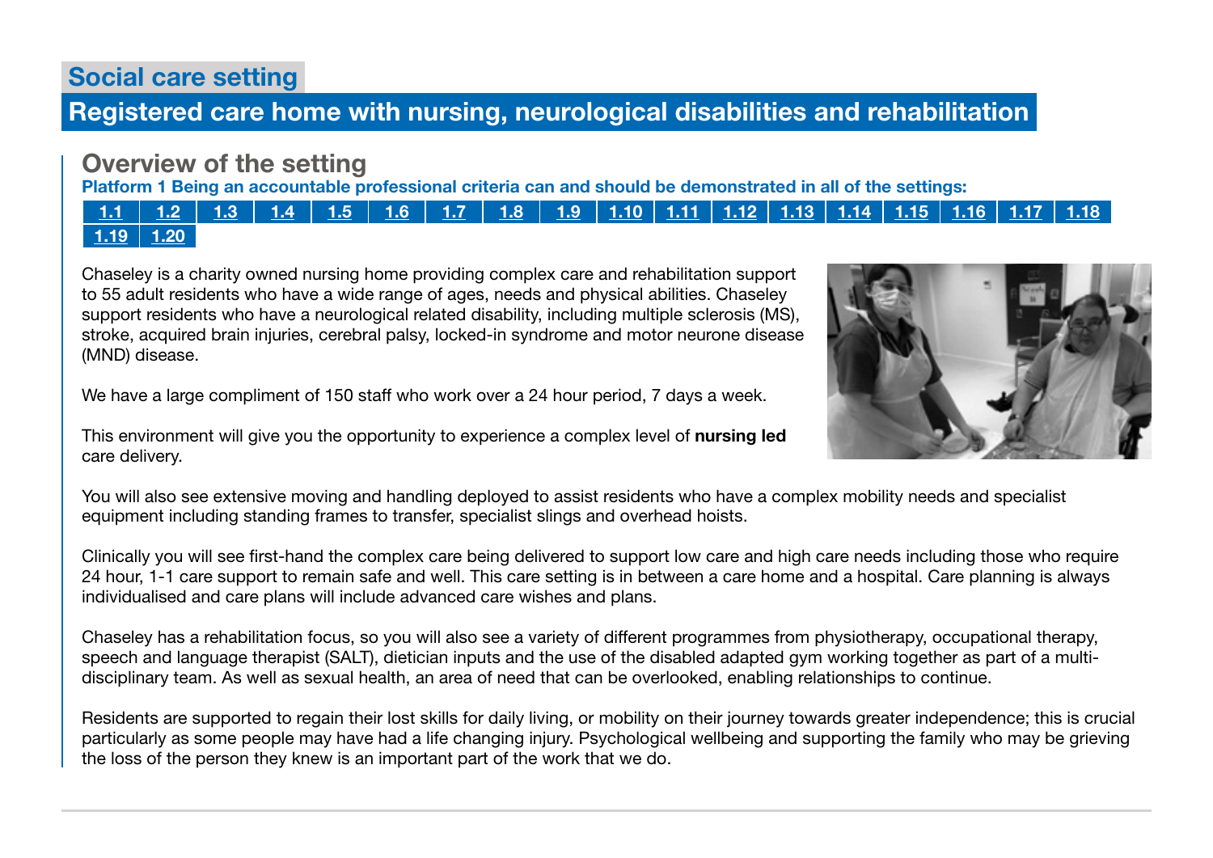# Social care setting

## Registered care home with nursing, neurological disabilities and rehabilitation

### Overview of the setting

**Platform 1 Being an accountable professional criteria can and should be demonstrated in all of the settings:**

1.1 | 1.2 | 1.3 | 1.4 | 1.5 | 1.6 | 1.7 | 1.8 | 1.9 | 1.10 | 1.11 | 1.12 | 1.13 | 1.14 | 1.15 | 1.16 | 1.17 | 1.18 | 1.19 | 1.20

Chaseley is a charity owned nursing home providing complex care and rehabilitation support to 55 adult residents who have a wide range of ages, needs and physical abilities. Chaseley support residents who have a neurological related disability, including multiple sclerosis (MS), stroke, acquired brain injuries, cerebral palsy, locked-in syndrome and motor neurone disease (MND) disease.

We have a large compliment of 150 staff who work over a 24 hour period, 7 days a week.

This environment will give you the opportunity to experience a complex level of **nursing led** care delivery.

You will also see extensive moving and handling deployed to assist residents who have a complex mobility needs and specialist equipment including standing frames to transfer, specialist slings and overhead hoists.

Clinically you will see first-hand the complex care being delivered to support low care and high care needs including those who require 24 hour, 1-1 care support to remain safe and well. This care setting is in between a care home and a hospital. Care planning is always individualised and care plans will include advanced care wishes and plans.

Chaseley has a rehabilitation focus, so you will also see a variety of different programmes from physiotherapy, occupational therapy, speech and language therapist (SALT), dietician inputs and the use of the disabled adapted gym working together as part of a multi-disciplinary team. As well as sexual health, an area of need that can be overlooked, enabling relationships to continue.

Residents are supported to regain their lost skills for daily living, or mobility on their journey towards greater independence; this is crucial particularly as some people may have had a life changing injury. Psychological wellbeing and supporting the family who may be grieving the loss of the person they knew is an important part of the work that we do.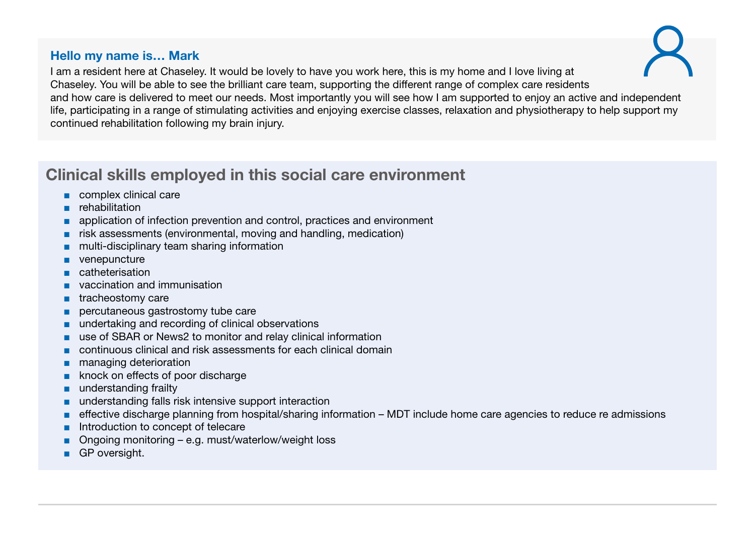### Hello my name is… Mark

I am a resident here at Chaseley. It would be lovely to have you work here, this is my home and I love living at Chaseley. You will be able to see the brilliant care team, supporting the different range of complex care residents and how care is delivered to meet our needs. Most importantly you will see how I am supported to enjoy an active and independent life, participating in a range of stimulating activities and enjoying exercise classes, relaxation and physiotherapy to help support my continued rehabilitation following my brain injury.

## Clinical skills employed in this social care environment

- complex clinical care
- rehabilitation
- application of infection prevention and control, practices and environment
- risk assessments (environmental, moving and handling, medication)
- multi-disciplinary team sharing information
- venepuncture
- catheterisation
- vaccination and immunisation
- tracheostomy care
- percutaneous gastrostomy tube care
- undertaking and recording of clinical observations
- use of SBAR or News2 to monitor and relay clinical information
- continuous clinical and risk assessments for each clinical domain
- managing deterioration
- knock on effects of poor discharge
- understanding frailty
- understanding falls risk intensive support interaction
- effective discharge planning from hospital/sharing information – MDT include home care agencies to reduce re admissions
- Introduction to concept of telecare
- Ongoing monitoring – e.g. must/waterlow/weight loss
- GP oversight.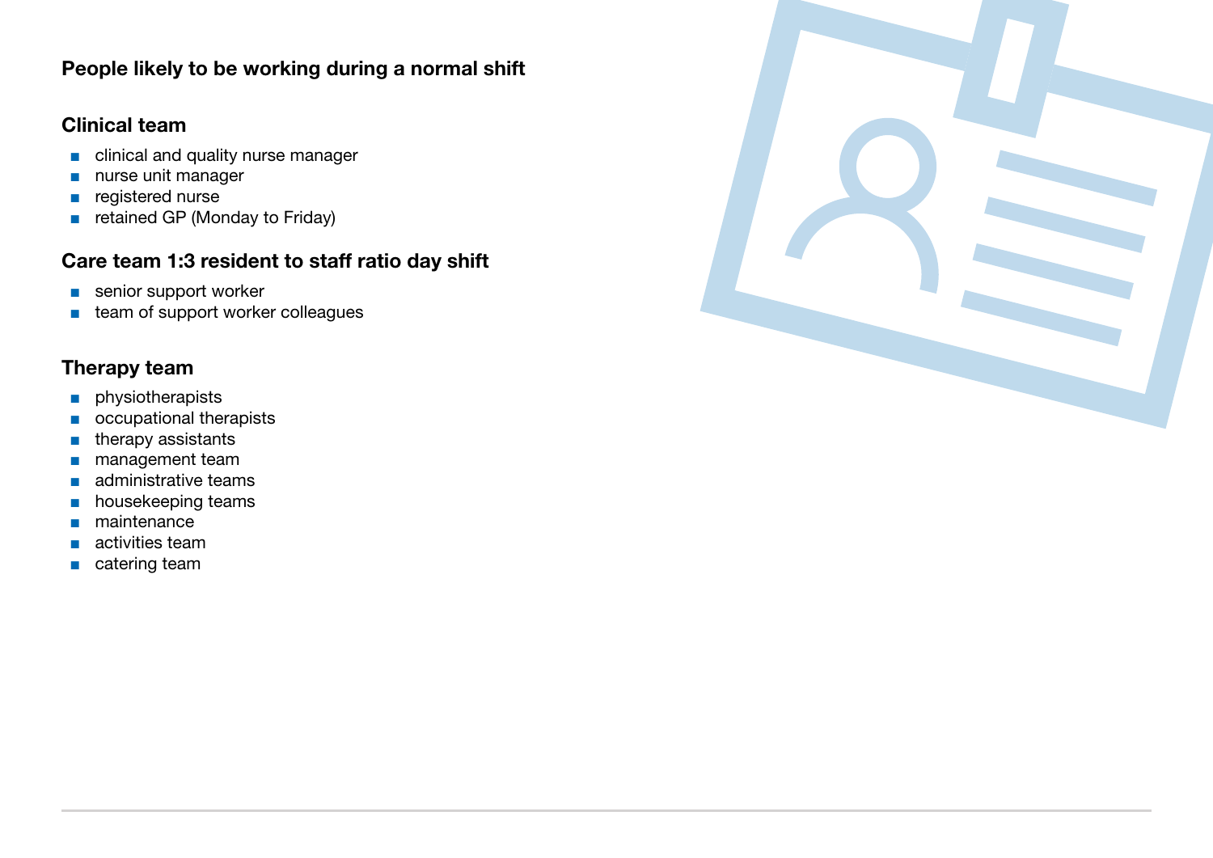## People likely to be working during a normal shift

### Clinical team

- clinical and quality nurse manager
- nurse unit manager
- registered nurse
- retained GP (Monday to Friday)

### Care team 1:3 resident to staff ratio day shift

- senior support worker
- team of support worker colleagues

### Therapy team

- physiotherapists
- occupational therapists
- therapy assistants
- management team
- administrative teams
- housekeeping teams
- maintenance
- activities team
- catering team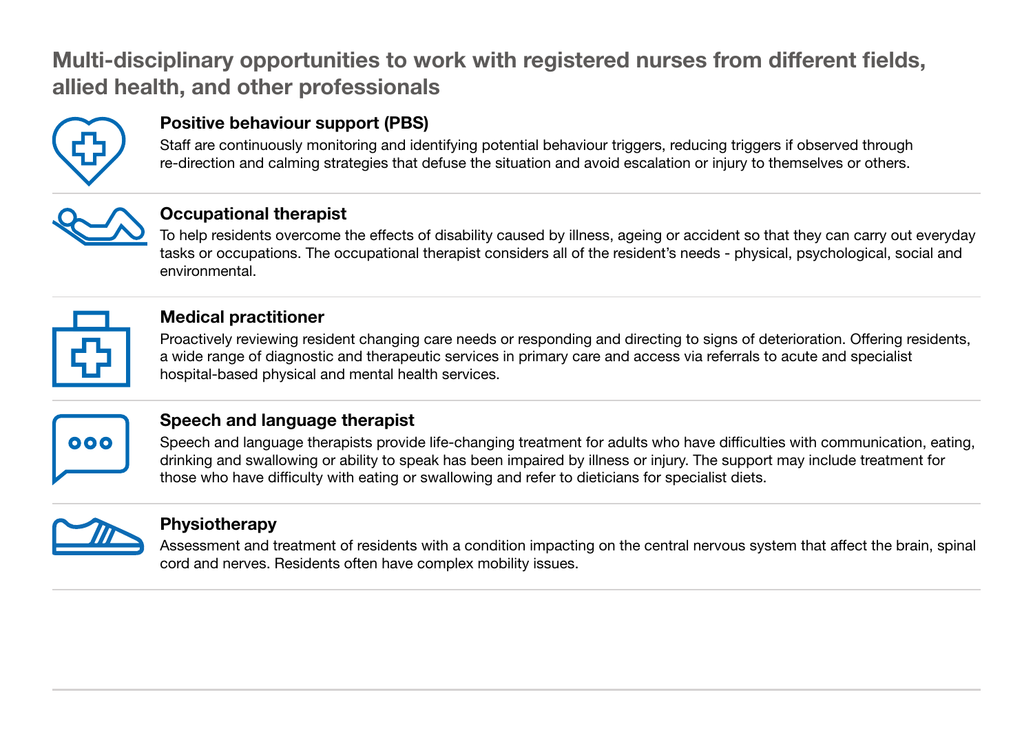## Multi-disciplinary opportunities to work with registered nurses from different fields, allied health, and other professionals

### Positive behaviour support (PBS)

Staff are continuously monitoring and identifying potential behaviour triggers, reducing triggers if observed through re-direction and calming strategies that defuse the situation and avoid escalation or injury to themselves or others.

### Occupational therapist

To help residents overcome the effects of disability caused by illness, ageing or accident so that they can carry out everyday tasks or occupations. The occupational therapist considers all of the resident's needs - physical, psychological, social and environmental.

### Medical practitioner

Proactively reviewing resident changing care needs or responding and directing to signs of deterioration. Offering residents, a wide range of diagnostic and therapeutic services in primary care and access via referrals to acute and specialist hospital-based physical and mental health services.

### Speech and language therapist

Speech and language therapists provide life-changing treatment for adults who have difficulties with communication, eating, drinking and swallowing or ability to speak has been impaired by illness or injury. The support may include treatment for those who have difficulty with eating or swallowing and refer to dieticians for specialist diets.

### Physiotherapy

Assessment and treatment of residents with a condition impacting on the central nervous system that affect the brain, spinal cord and nerves. Residents often have complex mobility issues.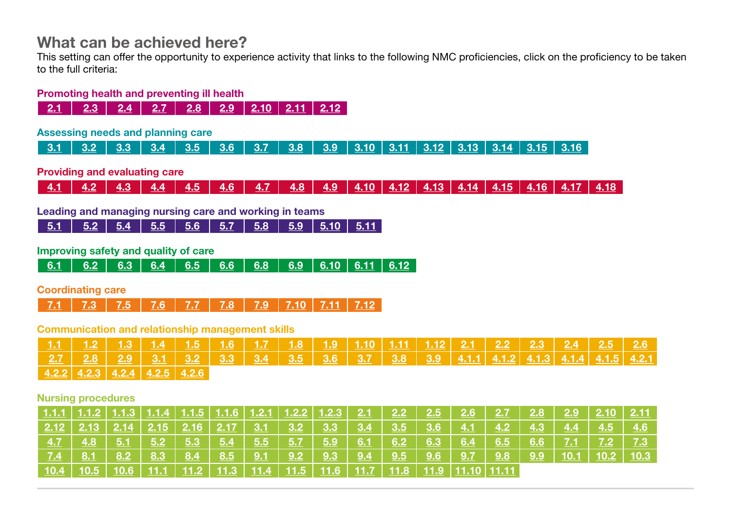## What can be achieved here?

This setting can offer the opportunity to experience activity that links to the following NMC proficiencies, click on the proficiency to be taken to the full criteria:

**Promoting health and preventing ill health**

| | | | | | | | | |
|---|---|---|---|---|---|---|---|---|
| 2.1 | 2.3 | 2.4 | 2.7 | 2.8 | 2.9 | 2.10 | 2.11 | 2.12 |

**Assessing needs and planning care**

| | | | | | | | | | | | | | | | |
|---|---|---|---|---|---|---|---|---|---|---|---|---|---|---|---|
| 3.1 | 3.2 | 3.3 | 3.4 | 3.5 | 3.6 | 3.7 | 3.8 | 3.9 | 3.10 | 3.11 | 3.12 | 3.13 | 3.14 | 3.15 | 3.16 |

**Providing and evaluating care**

| | | | | | | | | | | | | | | | | |
|---|---|---|---|---|---|---|---|---|---|---|---|---|---|---|---|---|
| 4.1 | 4.2 | 4.3 | 4.4 | 4.5 | 4.6 | 4.7 | 4.8 | 4.9 | 4.10 | 4.12 | 4.13 | 4.14 | 4.15 | 4.16 | 4.17 | 4.18 |

**Leading and managing nursing care and working in teams**

| | | | | | | | | | |
|---|---|---|---|---|---|---|---|---|---|
| 5.1 | 5.2 | 5.4 | 5.5 | 5.6 | 5.7 | 5.8 | 5.9 | 5.10 | 5.11 |

**Improving safety and quality of care**

| | | | | | | | | | | |
|---|---|---|---|---|---|---|---|---|---|---|
| 6.1 | 6.2 | 6.3 | 6.4 | 6.5 | 6.6 | 6.8 | 6.9 | 6.10 | 6.11 | 6.12 |

**Coordinating care**

| | | | | | | | | | |
|---|---|---|---|---|---|---|---|---|---|
| 7.1 | 7.3 | 7.5 | 7.6 | 7.7 | 7.8 | 7.9 | 7.10 | 7.11 | 7.12 |

**Communication and relationship management skills**

| | | | | | | | | | | | | | | | | | |
|---|---|---|---|---|---|---|---|---|---|---|---|---|---|---|---|---|---|
| 1.1 | 1.2 | 1.3 | 1.4 | 1.5 | 1.6 | 1.7 | 1.8 | 1.9 | 1.10 | 1.11 | 1.12 | 2.1 | 2.2 | 2.3 | 2.4 | 2.5 | 2.6 |
| 2.7 | 2.8 | 2.9 | 3.1 | 3.2 | 3.3 | 3.4 | 3.5 | 3.6 | 3.7 | 3.8 | 3.9 | 4.1.1 | 4.1.2 | 4.1.3 | 4.1.4 | 4.1.5 | 4.2.1 |
| 4.2.2 | 4.2.3 | 4.2.4 | 4.2.5 | 4.2.6 | | | | | | | | | | | | | |

**Nursing procedures**

| | | | | | | | | | | | | | | | | | |
|---|---|---|---|---|---|---|---|---|---|---|---|---|---|---|---|---|---|
| 1.1.1 | 1.1.2 | 1.1.3 | 1.1.4 | 1.1.5 | 1.1.6 | 1.2.1 | 1.2.2 | 1.2.3 | 2.1 | 2.2 | 2.5 | 2.6 | 2.7 | 2.8 | 2.9 | 2.10 | 2.11 |
| 2.12 | 2.13 | 2.14 | 2.15 | 2.16 | 2.17 | 3.1 | 3.2 | 3.3 | 3.4 | 3.5 | 3.6 | 4.1 | 4.2 | 4.3 | 4.4 | 4.5 | 4.6 |
| 4.7 | 4.8 | 5.1 | 5.2 | 5.3 | 5.4 | 5.5 | 5.7 | 5.9 | 6.1 | 6.2 | 6.3 | 6.4 | 6.5 | 6.6 | 7.1 | 7.2 | 7.3 |
| 7.4 | 8.1 | 8.2 | 8.3 | 8.4 | 8.5 | 9.1 | 9.2 | 9.3 | 9.4 | 9.5 | 9.6 | 9.7 | 9.8 | 9.9 | 10.1 | 10.2 | 10.3 |
| 10.4 | 10.5 | 10.6 | 11.1 | 11.2 | 11.3 | 11.4 | 11.5 | 11.6 | 11.7 | 11.8 | 11.9 | 11.10 | 11.11 | | | | |